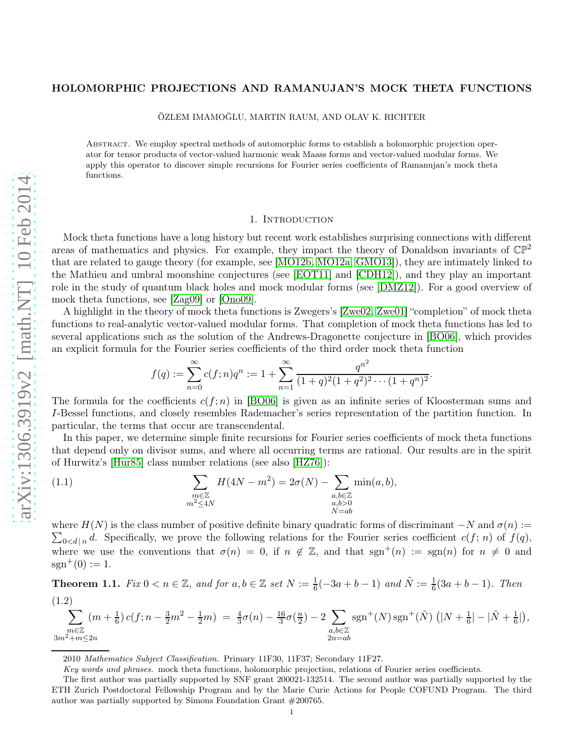# HOLOMORPHIC PROJECTIONS AND RAMANUJAN'S MOCK THETA FUNCTIONS

ÖZLEM IMAMOĞLU, MARTIN RAUM, AND OLAV K. RICHTER

**Abstract.** We employ spectral methods of automorphic forms to establish a holomorphic projection operator for tensor products of vector-valued harmonic weak Maass forms and vector-valued modular forms. We apply this operator to discover simple recursions for Fourier series coefficients of Ramanujan's mock theta functions.

## 1. Introduction

Mock theta functions have a long history but recent work establishes surprising connections with different areas of mathematics and physics. For example, they impact the theory of Donaldson invariants of $\mathbb{CP}^2$ that are related to gauge theory (for example, see [MO12b, MO12a, GMO13]), they are intimately linked to the Mathieu and umbral moonshine conjectures (see [EOT11] and [CDH12]), and they play an important role in the study of quantum black holes and mock modular forms (see [DMZ12]). For a good overview of mock theta functions, see [Zag09] or [Ono09].

A highlight in the theory of mock theta functions is Zwegers's [Zwe02, Zwe01] "completion" of mock theta functions to real-analytic vector-valued modular forms. That completion of mock theta functions has led to several applications such as the solution of the Andrews-Dragonette conjecture in [BO06], which provides an explicit formula for the Fourier series coefficients of the third order mock theta function

$$f(q) := \sum_{n=0}^{\infty} c(f;n) q^n := 1 + \sum_{n=1}^{\infty} \frac{q^{n^2}}{(1+q)^2(1+q^2)^2 \cdots (1+q^n)^2}.$$

The formula for the coefficients $c(f;n)$ in [BO06] is given as an infinite series of Kloosterman sums and $I$-Bessel functions, and closely resembles Rademacher's series representation of the partition function. In particular, the terms that occur are transcendental.

In this paper, we determine simple finite recursions for Fourier series coefficients of mock theta functions that depend only on divisor sums, and where all occurring terms are rational. Our results are in the spirit of Hurwitz's [Hur85] class number relations (see also [HZ76]):

$$\sum_{\substack{m \in \mathbb{Z} \\ m^2 \leq 4N}} H(4N - m^2) = 2\sigma(N) - \sum_{\substack{a,b \in \mathbb{Z} \\ a,b > 0 \\ N = ab}} \min(a,b), \tag{1.1}$$

where $H(N)$ is the class number of positive definite binary quadratic forms of discriminant $-N$ and $\sigma(n) := \sum_{0 < d \,|\, n} d$. Specifically, we prove the following relations for the Fourier series coefficient $c(f;\, n)$ of $f(q)$, where we use the conventions that $\sigma(n) = 0$, if $n \notin \mathbb{Z}$, and that $\mathrm{sgn}^+(n) := \mathrm{sgn}(n)$ for $n \neq 0$ and $\mathrm{sgn}^+(0) := 1$.

**Theorem 1.1.** *Fix $0 < n \in \mathbb{Z}$, and for $a, b \in \mathbb{Z}$ set $N := \frac{1}{6}(-3a + b - 1)$ and $\tilde{N} := \frac{1}{6}(3a + b - 1)$. Then*

$$\sum_{\substack{m \in \mathbb{Z} \\ 3m^2 + m \leq 2n}} (m + \tfrac{1}{6})\, c(f;\, n - \tfrac{3}{2}m^2 - \tfrac{1}{2}m) \;=\; \tfrac{4}{3}\sigma(n) - \tfrac{16}{3}\sigma(\tfrac{n}{2}) - 2 \sum_{\substack{a,b \in \mathbb{Z} \\ 2n = ab}} \mathrm{sgn}^+(N)\, \mathrm{sgn}^+(\tilde{N})\, \big(|N + \tfrac{1}{6}| - |\tilde{N} + \tfrac{1}{6}|\big), \tag{1.2}$$

---

2010 *Mathematics Subject Classification.* Primary 11F30, 11F37; Secondary 11F27.

*Key words and phrases.* mock theta functions, holomorphic projection, relations of Fourier series coefficients.

The first author was partially supported by SNF grant 200021-132514. The second author was partially supported by the ETH Zurich Postdoctoral Fellowship Program and by the Marie Curie Actions for People COFUND Program. The third author was partially supported by Simons Foundation Grant #200765.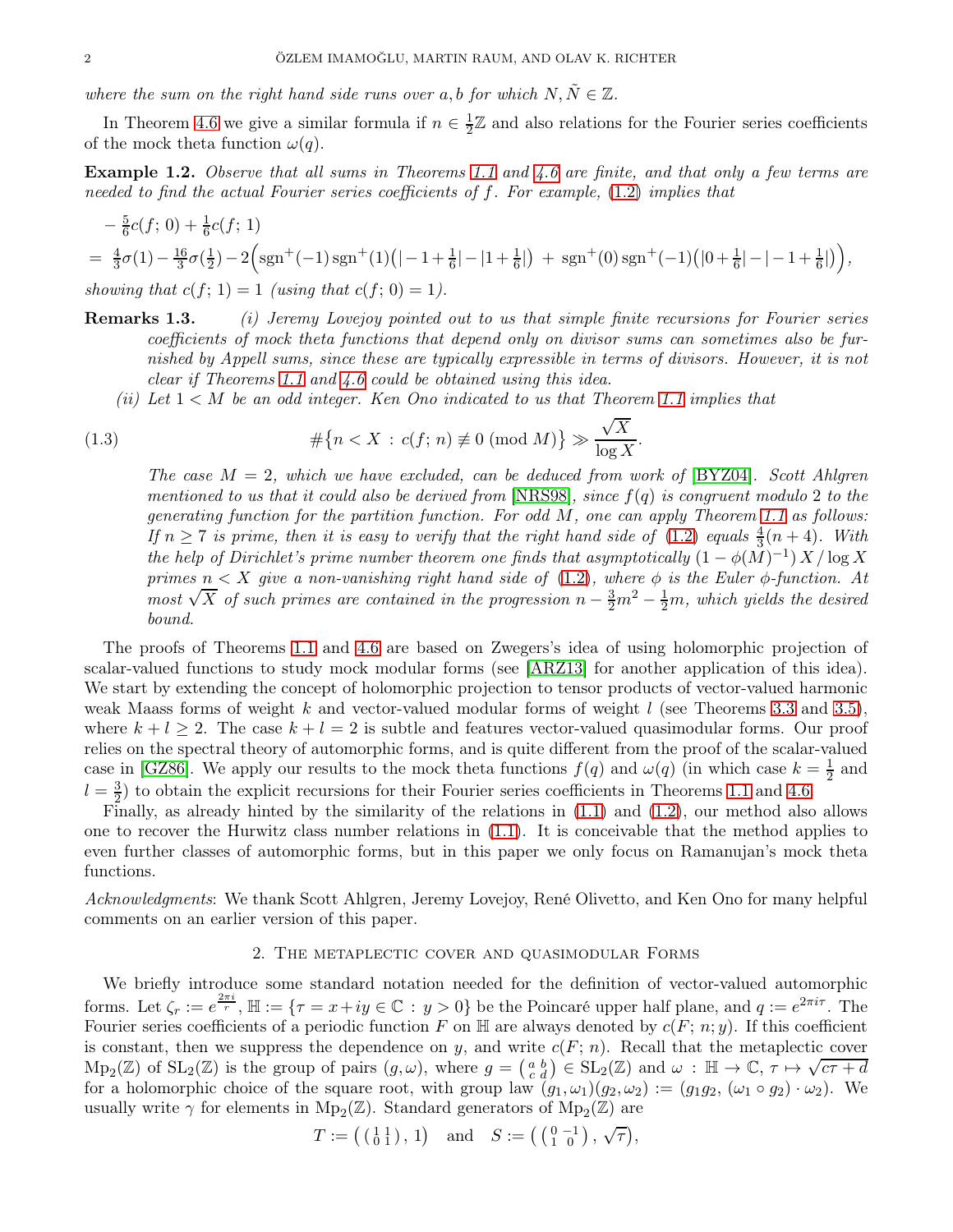*where the sum on the right hand side runs over $a, b$ for which $N, \tilde{N} \in \mathbb{Z}$.*

In Theorem 4.6 we give a similar formula if $n \in \frac{1}{2}\mathbb{Z}$ and also relations for the Fourier series coefficients of the mock theta function $\omega(q)$.

**Example 1.2.** *Observe that all sums in Theorems 1.1 and 4.6 are finite, and that only a few terms are needed to find the actual Fourier series coefficients of $f$. For example, (1.2) implies that*

$$
\begin{aligned}
&-\tfrac{5}{6}c(f;\,0) + \tfrac{1}{6}c(f;\,1) \\
&= \tfrac{4}{3}\sigma(1) - \tfrac{16}{3}\sigma(\tfrac{1}{2}) - 2\Big(\mathrm{sgn}^+(-1)\,\mathrm{sgn}^+(1)\big(|-1+\tfrac{1}{6}| - |1+\tfrac{1}{6}|\big) \;+\; \mathrm{sgn}^+(0)\,\mathrm{sgn}^+(-1)\big(|0+\tfrac{1}{6}| - |-1+\tfrac{1}{6}|\big)\Big),
\end{aligned}
$$

*showing that $c(f;\,1) = 1$ (using that $c(f;\,0) = 1$).*

**Remarks 1.3.** *(i) Jeremy Lovejoy pointed out to us that simple finite recursions for Fourier series coefficients of mock theta functions that depend only on divisor sums can sometimes also be furnished by Appell sums, since these are typically expressible in terms of divisors. However, it is not clear if Theorems 1.1 and 4.6 could be obtained using this idea.*

*(ii) Let $1 < M$ be an odd integer. Ken Ono indicated to us that Theorem 1.1 implies that*

$$
\#\big\{n < X \,:\, c(f;\,n) \not\equiv 0 \ (\mathrm{mod}\ M)\big\} \gg \frac{\sqrt{X}}{\log X}. \tag{1.3}
$$

*The case $M = 2$, which we have excluded, can be deduced from work of [BYZ04]. Scott Ahlgren mentioned to us that it could also be derived from [NRS98], since $f(q)$ is congruent modulo 2 to the generating function for the partition function. For odd $M$, one can apply Theorem 1.1 as follows: If $n \geq 7$ is prime, then it is easy to verify that the right hand side of (1.2) equals $\frac{4}{3}(n+4)$. With the help of Dirichlet's prime number theorem one finds that asymptotically $(1 - \phi(M)^{-1})\, X \,/\, \log X$ primes $n < X$ give a non-vanishing right hand side of (1.2), where $\phi$ is the Euler $\phi$-function. At most $\sqrt{X}$ of such primes are contained in the progression $n - \frac{3}{2}m^2 - \frac{1}{2}m$, which yields the desired bound.*

The proofs of Theorems 1.1 and 4.6 are based on Zwegers's idea of using holomorphic projection of scalar-valued functions to study mock modular forms (see [ARZ13] for another application of this idea). We start by extending the concept of holomorphic projection to tensor products of vector-valued harmonic weak Maass forms of weight $k$ and vector-valued modular forms of weight $l$ (see Theorems 3.3 and 3.5), where $k + l \geq 2$. The case $k + l = 2$ is subtle and features vector-valued quasimodular forms. Our proof relies on the spectral theory of automorphic forms, and is quite different from the proof of the scalar-valued case in [GZ86]. We apply our results to the mock theta functions $f(q)$ and $\omega(q)$ (in which case $k = \frac{1}{2}$ and $l = \frac{3}{2}$) to obtain the explicit recursions for their Fourier series coefficients in Theorems 1.1 and 4.6.

Finally, as already hinted by the similarity of the relations in (1.1) and (1.2), our method also allows one to recover the Hurwitz class number relations in (1.1). It is conceivable that the method applies to even further classes of automorphic forms, but in this paper we only focus on Ramanujan's mock theta functions.

*Acknowledgments*: We thank Scott Ahlgren, Jeremy Lovejoy, René Olivetto, and Ken Ono for many helpful comments on an earlier version of this paper.

## 2. The metaplectic cover and quasimodular Forms

We briefly introduce some standard notation needed for the definition of vector-valued automorphic forms. Let $\zeta_r := e^{\frac{2\pi i}{r}}$, $\mathbb{H} := \{\tau = x + iy \in \mathbb{C} \,:\, y > 0\}$ be the Poincaré upper half plane, and $q := e^{2\pi i \tau}$. The Fourier series coefficients of a periodic function $F$ on $\mathbb{H}$ are always denoted by $c(F;\,n;\,y)$. If this coefficient is constant, then we suppress the dependence on $y$, and write $c(F;\,n)$. Recall that the metaplectic cover $\mathrm{Mp}_2(\mathbb{Z})$ of $\mathrm{SL}_2(\mathbb{Z})$ is the group of pairs $(g, \omega)$, where $g = \left(\begin{smallmatrix} a & b \\ c & d \end{smallmatrix}\right) \in \mathrm{SL}_2(\mathbb{Z})$ and $\omega \,:\, \mathbb{H} \rightarrow \mathbb{C},\ \tau \mapsto \sqrt{c\tau + d}$ for a holomorphic choice of the square root, with group law $(g_1, \omega_1)(g_2, \omega_2) := (g_1 g_2,\ (\omega_1 \circ g_2) \cdot \omega_2)$. We usually write $\gamma$ for elements in $\mathrm{Mp}_2(\mathbb{Z})$. Standard generators of $\mathrm{Mp}_2(\mathbb{Z})$ are

$$
T := \big(\left(\begin{smallmatrix} 1 & 1 \\ 0 & 1 \end{smallmatrix}\right),\, 1\big) \quad \text{and} \quad S := \big(\left(\begin{smallmatrix} 0 & -1 \\ 1 & 0 \end{smallmatrix}\right),\, \sqrt{\tau}\big),
$$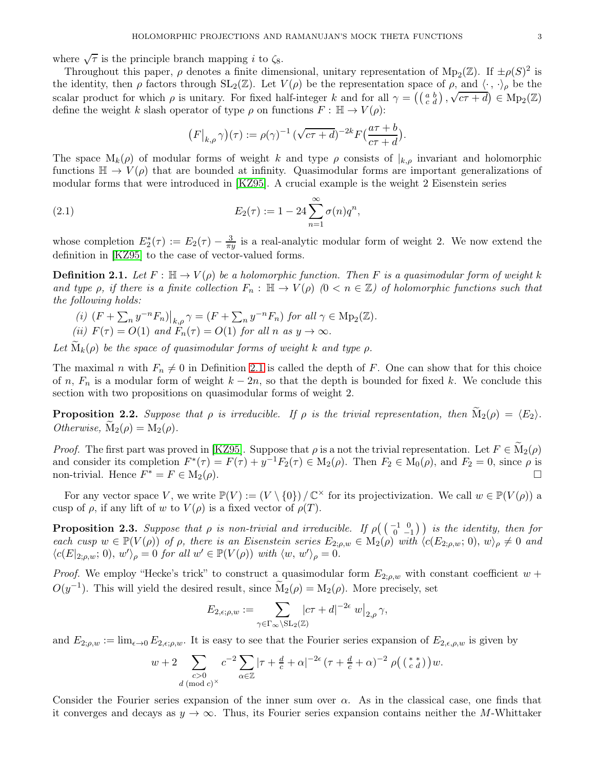where $\sqrt{\tau}$ is the principle branch mapping $i$ to $\zeta_8$.

Throughout this paper, $\rho$ denotes a finite dimensional, unitary representation of $\mathrm{Mp}_2(\mathbb{Z})$. If $\pm\rho(S)^2$ is the identity, then $\rho$ factors through $\mathrm{SL}_2(\mathbb{Z})$. Let $V(\rho)$ be the representation space of $\rho$, and $\langle\,\cdot\,,\,\cdot\,\rangle_\rho$ be the scalar product for which $\rho$ is unitary. For fixed half-integer $k$ and for all $\gamma = \big(\left(\begin{smallmatrix} a & b \\ c & d\end{smallmatrix}\right), \sqrt{c\tau + d}\big) \in \mathrm{Mp}_2(\mathbb{Z})$ define the weight $k$ slash operator of type $\rho$ on functions $F : \mathbb{H} \rightarrow V(\rho)$:

$$\big(F\big|_{k,\rho}\,\gamma\big)(\tau) := \rho(\gamma)^{-1}\,(\sqrt{c\tau + d})^{-2k} F\big(\frac{a\tau + b}{c\tau + d}\big).$$

The space $\mathrm{M}_k(\rho)$ of modular forms of weight $k$ and type $\rho$ consists of $|_{k,\rho}$ invariant and holomorphic functions $\mathbb{H} \rightarrow V(\rho)$ that are bounded at infinity. Quasimodular forms are important generalizations of modular forms that were introduced in [KZ95]. A crucial example is the weight 2 Eisenstein series

$$E_2(\tau) := 1 - 24 \sum_{n=1}^{\infty} \sigma(n) q^n, \tag{2.1}$$

whose completion $E_2^*(\tau) := E_2(\tau) - \frac{3}{\pi y}$ is a real-analytic modular form of weight 2. We now extend the definition in [KZ95] to the case of vector-valued forms.

**Definition 2.1.** *Let $F : \mathbb{H} \rightarrow V(\rho)$ be a holomorphic function. Then $F$ is a quasimodular form of weight $k$ and type $\rho$, if there is a finite collection $F_n : \mathbb{H} \rightarrow V(\rho)$ $(0 < n \in \mathbb{Z})$ of holomorphic functions such that the following holds:*

*(i) $(F + \sum_n y^{-n} F_n)\big|_{k,\rho}\,\gamma = (F + \sum_n y^{-n} F_n)$ for all $\gamma \in \mathrm{Mp}_2(\mathbb{Z})$.*
*(ii) $F(\tau) = O(1)$ and $F_n(\tau) = O(1)$ for all $n$ as $y \rightarrow \infty$.*

*Let $\widetilde{\mathrm{M}}_k(\rho)$ be the space of quasimodular forms of weight $k$ and type $\rho$.*

The maximal $n$ with $F_n \neq 0$ in Definition 2.1 is called the depth of $F$. One can show that for this choice of $n$, $F_n$ is a modular form of weight $k - 2n$, so that the depth is bounded for fixed $k$. We conclude this section with two propositions on quasimodular forms of weight 2.

**Proposition 2.2.** *Suppose that $\rho$ is irreducible. If $\rho$ is the trivial representation, then $\widetilde{\mathrm{M}}_2(\rho) = \langle E_2 \rangle$. Otherwise, $\widetilde{\mathrm{M}}_2(\rho) = \mathrm{M}_2(\rho)$.*

*Proof.* The first part was proved in [KZ95]. Suppose that $\rho$ is a not the trivial representation. Let $F \in \widetilde{\mathrm{M}}_2(\rho)$ and consider its completion $F^*(\tau) = F(\tau) + y^{-1} F_2(\tau) \in \mathrm{M}_2(\rho)$. Then $F_2 \in \mathrm{M}_0(\rho)$, and $F_2 = 0$, since $\rho$ is non-trivial. Hence $F^* = F \in \mathrm{M}_2(\rho)$. $\square$

For any vector space $V$, we write $\mathbb{P}(V) := (V \setminus \{0\}) \,/\, \mathbb{C}^\times$ for its projectivization. We call $w \in \mathbb{P}(V(\rho))$ a cusp of $\rho$, if any lift of $w$ to $V(\rho)$ is a fixed vector of $\rho(T)$.

**Proposition 2.3.** *Suppose that $\rho$ is non-trivial and irreducible. If $\rho\big(\left(\begin{smallmatrix} -1 & 0 \\ 0 & -1\end{smallmatrix}\right)\big)$ is the identity, then for each cusp $w \in \mathbb{P}(V(\rho))$ of $\rho$, there is an Eisenstein series $E_{2;\rho,w} \in \mathrm{M}_2(\rho)$ with $\langle c(E_{2;\rho,w};\, 0),\, w\rangle_\rho \neq 0$ and $\langle c(E|_{2;\rho,w};\, 0),\, w'\rangle_\rho = 0$ for all $w' \in \mathbb{P}(V(\rho))$ with $\langle w,\, w'\rangle_\rho = 0$.*

*Proof.* We employ "Hecke's trick" to construct a quasimodular form $E_{2;\rho,w}$ with constant coefficient $w + O(y^{-1})$. This will yield the desired result, since $\widetilde{\mathrm{M}}_2(\rho) = \mathrm{M}_2(\rho)$. More precisely, set

$$E_{2,\epsilon;\rho,w} := \sum_{\gamma \in \Gamma_\infty \backslash \mathrm{SL}_2(\mathbb{Z})} |c\tau + d|^{-2\epsilon}\, w\big|_{2,\rho}\,\gamma,$$

and $E_{2;\rho,w} := \lim_{\epsilon \rightarrow 0} E_{2,\epsilon;\rho,w}$. It is easy to see that the Fourier series expansion of $E_{2,\epsilon,\rho,w}$ is given by

$$w + 2 \sum_{\substack{c > 0 \\ d \,(\mathrm{mod}\, c)^\times}} c^{-2} \sum_{\alpha \in \mathbb{Z}} \big|\tau + \tfrac{d}{c} + \alpha\big|^{-2\epsilon} \big(\tau + \tfrac{d}{c} + \alpha\big)^{-2}\, \rho\big(\left(\begin{smallmatrix} * & * \\ c & d\end{smallmatrix}\right)\big) w.$$

Consider the Fourier series expansion of the inner sum over $\alpha$. As in the classical case, one finds that it converges and decays as $y \rightarrow \infty$. Thus, its Fourier series expansion contains neither the $M$-Whittaker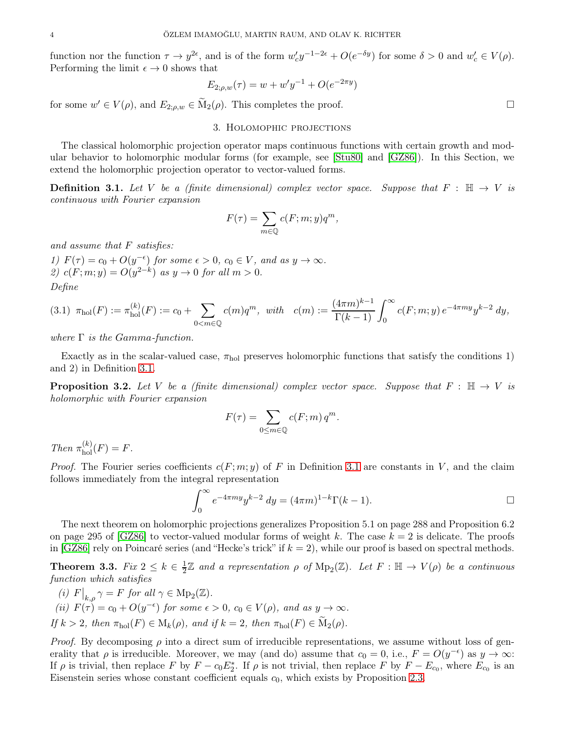function nor the function $\tau \to y^{2\epsilon}$, and is of the form $w'_c y^{-1-2\epsilon} + O(e^{-\delta y})$ for some $\delta > 0$ and $w'_c \in V(\rho)$. Performing the limit $\epsilon \to 0$ shows that

$$E_{2;\rho,w}(\tau) = w + w' y^{-1} + O(e^{-2\pi y})$$

for some $w' \in V(\rho)$, and $E_{2;\rho,w} \in \widetilde{\mathrm{M}}_2(\rho)$. This completes the proof. □

## 3. Holomophic projections

The classical holomorphic projection operator maps continuous functions with certain growth and modular behavior to holomorphic modular forms (for example, see [Stu80] and [GZ86]). In this Section, we extend the holomorphic projection operator to vector-valued forms.

**Definition 3.1.** *Let $V$ be a (finite dimensional) complex vector space. Suppose that $F : \mathbb{H} \to V$ is continuous with Fourier expansion*

$$F(\tau) = \sum_{m \in \mathbb{Q}} c(F; m; y) q^m,$$

*and assume that $F$ satisfies:*

*1) $F(\tau) = c_0 + O(y^{-\epsilon})$ for some $\epsilon > 0$, $c_0 \in V$, and as $y \to \infty$.*
*2) $c(F; m; y) = O(y^{2-k})$ as $y \to 0$ for all $m > 0$.*

*Define*

$$\text{(3.1)}\quad \pi_{\mathrm{hol}}(F) := \pi_{\mathrm{hol}}^{(k)}(F) := c_0 + \sum_{0 < m \in \mathbb{Q}} c(m) q^m, \ \text{ with } \ c(m) := \frac{(4\pi m)^{k-1}}{\Gamma(k-1)} \int_0^\infty c(F; m; y)\, e^{-4\pi m y} y^{k-2}\, dy,$$

*where $\Gamma$ is the Gamma-function.*

Exactly as in the scalar-valued case, $\pi_{\mathrm{hol}}$ preserves holomorphic functions that satisfy the conditions 1) and 2) in Definition 3.1.

**Proposition 3.2.** *Let $V$ be a (finite dimensional) complex vector space. Suppose that $F : \mathbb{H} \to V$ is holomorphic with Fourier expansion*

$$F(\tau) = \sum_{0 \le m \in \mathbb{Q}} c(F; m)\, q^m.$$

*Then $\pi_{\mathrm{hol}}^{(k)}(F) = F$.*

*Proof.* The Fourier series coefficients $c(F; m; y)$ of $F$ in Definition 3.1 are constants in $V$, and the claim follows immediately from the integral representation

$$\int_0^\infty e^{-4\pi m y} y^{k-2}\, dy = (4\pi m)^{1-k} \Gamma(k-1).$$

□

The next theorem on holomorphic projections generalizes Proposition 5.1 on page 288 and Proposition 6.2 on page 295 of [GZ86] to vector-valued modular forms of weight $k$. The case $k = 2$ is delicate. The proofs in [GZ86] rely on Poincaré series (and "Hecke's trick" if $k = 2$), while our proof is based on spectral methods.

**Theorem 3.3.** *Fix $2 \le k \in \frac{1}{2}\mathbb{Z}$ and a representation $\rho$ of $\mathrm{Mp}_2(\mathbb{Z})$. Let $F : \mathbb{H} \to V(\rho)$ be a continuous function which satisfies*

*(i) $F\big|_{k,\rho}\, \gamma = F$ for all $\gamma \in \mathrm{Mp}_2(\mathbb{Z})$.*
*(ii) $F(\tau) = c_0 + O(y^{-\epsilon})$ for some $\epsilon > 0$, $c_0 \in V(\rho)$, and as $y \to \infty$.*

*If $k > 2$, then $\pi_{\mathrm{hol}}(F) \in \mathrm{M}_k(\rho)$, and if $k = 2$, then $\pi_{\mathrm{hol}}(F) \in \widetilde{\mathrm{M}}_2(\rho)$.*

*Proof.* By decomposing $\rho$ into a direct sum of irreducible representations, we assume without loss of generality that $\rho$ is irreducible. Moreover, we may (and do) assume that $c_0 = 0$, i.e., $F = O(y^{-\epsilon})$ as $y \to \infty$: If $\rho$ is trivial, then replace $F$ by $F - c_0 E_2^*$. If $\rho$ is not trivial, then replace $F$ by $F - E_{c_0}$, where $E_{c_0}$ is an Eisenstein series whose constant coefficient equals $c_0$, which exists by Proposition 2.3.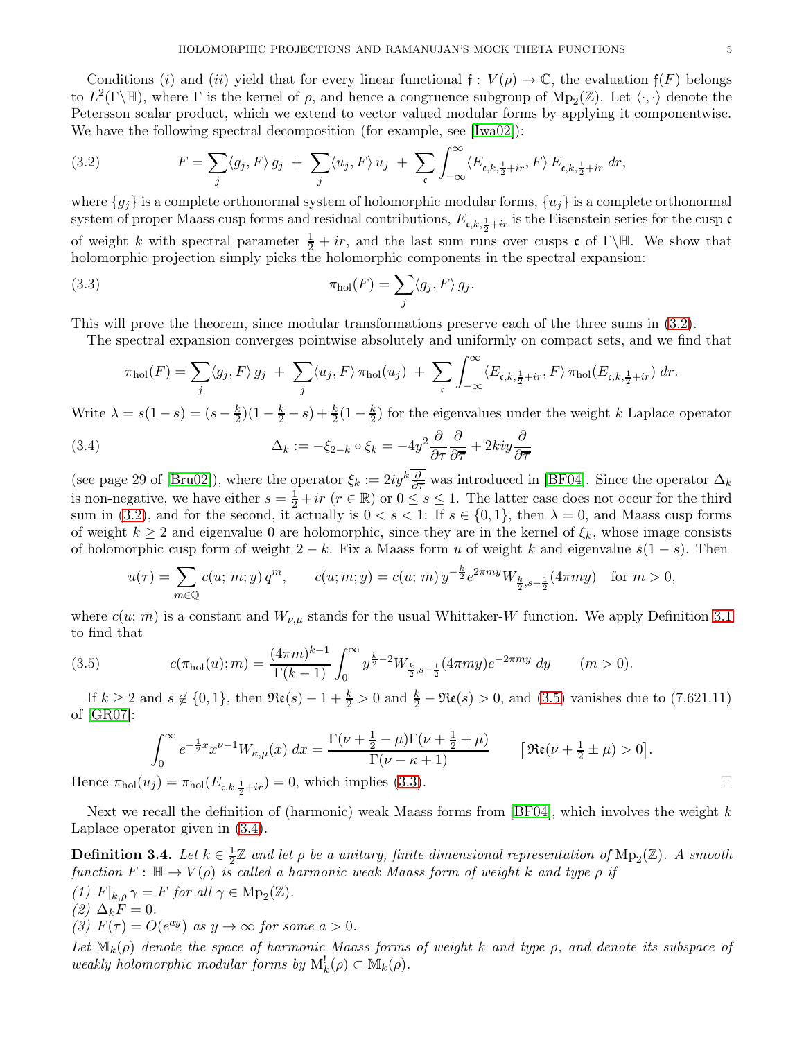Conditions $(i)$ and $(ii)$ yield that for every linear functional $\mathfrak{f}\colon V(\rho) \to \mathbb{C}$, the evaluation $\mathfrak{f}(F)$ belongs to $L^2(\Gamma\backslash\mathbb{H})$, where $\Gamma$ is the kernel of $\rho$, and hence a congruence subgroup of $\mathrm{Mp}_2(\mathbb{Z})$. Let $\langle\cdot,\cdot\rangle$ denote the Petersson scalar product, which we extend to vector valued modular forms by applying it componentwise. We have the following spectral decomposition (for example, see [Iwa02]):

$$F = \sum_j \langle g_j, F\rangle\, g_j \;+\; \sum_j \langle u_j, F\rangle\, u_j \;+\; \sum_{\mathfrak{c}} \int_{-\infty}^{\infty} \langle E_{\mathfrak{c},k,\frac{1}{2}+ir}, F\rangle\, E_{\mathfrak{c},k,\frac{1}{2}+ir}\; dr, \tag{3.2}$$

where $\{g_j\}$ is a complete orthonormal system of holomorphic modular forms, $\{u_j\}$ is a complete orthonormal system of proper Maass cusp forms and residual contributions, $E_{\mathfrak{c},k,\frac{1}{2}+ir}$ is the Eisenstein series for the cusp $\mathfrak{c}$ of weight $k$ with spectral parameter $\frac{1}{2}+ir$, and the last sum runs over cusps $\mathfrak{c}$ of $\Gamma\backslash\mathbb{H}$. We show that holomorphic projection simply picks the holomorphic components in the spectral expansion:

$$\pi_{\mathrm{hol}}(F) = \sum_j \langle g_j, F\rangle\, g_j. \tag{3.3}$$

This will prove the theorem, since modular transformations preserve each of the three sums in (3.2).

The spectral expansion converges pointwise absolutely and uniformly on compact sets, and we find that

$$\pi_{\mathrm{hol}}(F) = \sum_j \langle g_j, F\rangle\, g_j \;+\; \sum_j \langle u_j, F\rangle\, \pi_{\mathrm{hol}}(u_j) \;+\; \sum_{\mathfrak{c}} \int_{-\infty}^{\infty} \langle E_{\mathfrak{c},k,\frac{1}{2}+ir}, F\rangle\, \pi_{\mathrm{hol}}(E_{\mathfrak{c},k,\frac{1}{2}+ir})\; dr.$$

Write $\lambda = s(1-s) = (s-\frac{k}{2})(1-\frac{k}{2}-s) + \frac{k}{2}(1-\frac{k}{2})$ for the eigenvalues under the weight $k$ Laplace operator

$$\Delta_k := -\xi_{2-k}\circ\xi_k = -4y^2 \frac{\partial}{\partial\tau}\frac{\partial}{\partial\overline{\tau}} + 2kiy\frac{\partial}{\partial\overline{\tau}} \tag{3.4}$$

(see page 29 of [Bru02]), where the operator $\xi_k := 2iy^k\overline{\frac{\partial}{\partial\overline{\tau}}}$ was introduced in [BF04]. Since the operator $\Delta_k$ is non-negative, we have either $s = \frac{1}{2}+ir$ ($r\in\mathbb{R}$) or $0\le s\le 1$. The latter case does not occur for the third sum in (3.2), and for the second, it actually is $0<s<1$: If $s\in\{0,1\}$, then $\lambda = 0$, and Maass cusp forms of weight $k\ge 2$ and eigenvalue $0$ are holomorphic, since they are in the kernel of $\xi_k$, whose image consists of holomorphic cusp form of weight $2-k$. Fix a Maass form $u$ of weight $k$ and eigenvalue $s(1-s)$. Then

$$u(\tau) = \sum_{m\in\mathbb{Q}} c(u;\, m;\, y)\, q^m, \qquad c(u;m;y) = c(u;\,m)\, y^{-\frac{k}{2}} e^{2\pi m y} W_{\frac{k}{2},s-\frac{1}{2}}(4\pi m y) \quad \text{for } m>0,$$

where $c(u;\,m)$ is a constant and $W_{\nu,\mu}$ stands for the usual Whittaker-$W$ function. We apply Definition 3.1 to find that

$$c(\pi_{\mathrm{hol}}(u); m) = \frac{(4\pi m)^{k-1}}{\Gamma(k-1)} \int_0^\infty y^{\frac{k}{2}-2} W_{\frac{k}{2},s-\frac{1}{2}}(4\pi m y) e^{-2\pi m y}\; dy \qquad (m>0). \tag{3.5}$$

If $k\ge 2$ and $s\notin\{0,1\}$, then $\mathfrak{Re}(s) - 1 + \frac{k}{2} > 0$ and $\frac{k}{2} - \mathfrak{Re}(s) > 0$, and (3.5) vanishes due to (7.621.11) of [GR07]:

$$\int_0^\infty e^{-\frac{1}{2}x} x^{\nu-1} W_{\kappa,\mu}(x)\; dx = \frac{\Gamma(\nu+\frac{1}{2}-\mu)\Gamma(\nu+\frac{1}{2}+\mu)}{\Gamma(\nu-\kappa+1)} \qquad \big[\mathfrak{Re}(\nu+\tfrac{1}{2}\pm\mu)>0\big].$$

Hence $\pi_{\mathrm{hol}}(u_j) = \pi_{\mathrm{hol}}(E_{\mathfrak{c},k,\frac{1}{2}+ir}) = 0$, which implies (3.3). $\square$

Next we recall the definition of (harmonic) weak Maass forms from [BF04], which involves the weight $k$ Laplace operator given in (3.4).

**Definition 3.4.** *Let $k\in\frac{1}{2}\mathbb{Z}$ and let $\rho$ be a unitary, finite dimensional representation of $\mathrm{Mp}_2(\mathbb{Z})$. A smooth function $F\colon\mathbb{H}\to V(\rho)$ is called a harmonic weak Maass form of weight $k$ and type $\rho$ if*

*(1) $F|_{k,\rho}\,\gamma = F$ for all $\gamma\in\mathrm{Mp}_2(\mathbb{Z})$.*
*(2) $\Delta_k F = 0$.*
*(3) $F(\tau) = O(e^{ay})$ as $y\to\infty$ for some $a>0$.*

*Let $\mathbb{M}_k(\rho)$ denote the space of harmonic Maass forms of weight $k$ and type $\rho$, and denote its subspace of weakly holomorphic modular forms by $\mathrm{M}^!_k(\rho)\subset\mathbb{M}_k(\rho)$.*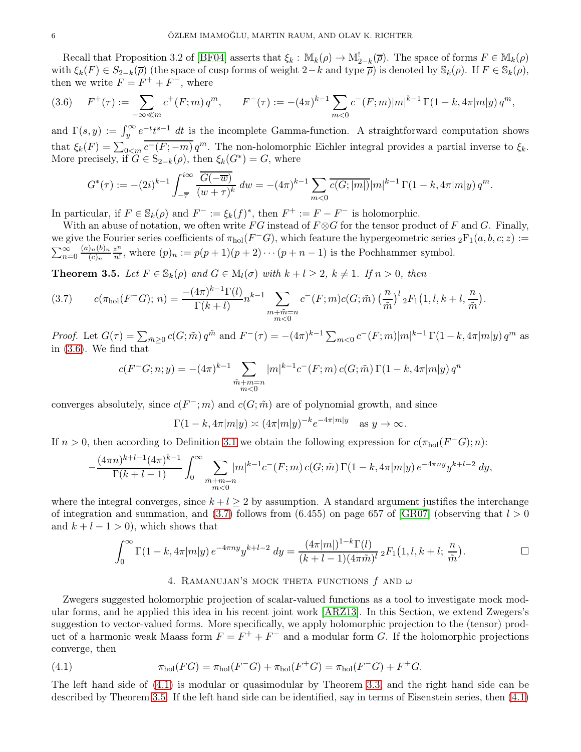Recall that Proposition 3.2 of [BF04] asserts that $\xi_k : \mathbb{M}_k(\rho) \to \mathrm{M}^!_{2-k}(\overline{\rho})$. The space of forms $F \in \mathbb{M}_k(\rho)$ with $\xi_k(F) \in S_{2-k}(\overline{\rho})$ (the space of cusp forms of weight $2-k$ and type $\overline{\rho}$) is denoted by $\mathbb{S}_k(\rho)$. If $F \in \mathbb{S}_k(\rho)$, then we write $F = F^+ + F^-$, where

$$F^+(\tau) := \sum_{-\infty \ll m} c^+(F; m)\, q^m, \qquad F^-(\tau) := -(4\pi)^{k-1} \sum_{m<0} c^-(F; m) |m|^{k-1}\, \Gamma(1-k, 4\pi |m| y)\, q^m, \tag{3.6}$$

and $\Gamma(s, y) := \int_y^\infty e^{-t} t^{s-1}\, dt$ is the incomplete Gamma-function. A straightforward computation shows that $\xi_k(F) = \sum_{0<m} \overline{c^-(F; -m)}\, q^m$. The non-holomorphic Eichler integral provides a partial inverse to $\xi_k$. More precisely, if $G \in \mathrm{S}_{2-k}(\rho)$, then $\xi_k(G^*) = G$, where

$$G^*(\tau) := -(2i)^{k-1} \int_{-\overline{\tau}}^{i\infty} \frac{\overline{G(-\overline{w})}}{(w+\tau)^k}\, dw = -(4\pi)^{k-1} \sum_{m<0} \overline{c(G; |m|)} |m|^{k-1}\, \Gamma(1-k, 4\pi|m|y)\, q^m.$$

In particular, if $F \in \mathbb{S}_k(\rho)$ and $F^- := \xi_k(f)^*$, then $F^+ := F - F^-$ is holomorphic.

With an abuse of notation, we often write $FG$ instead of $F \otimes G$ for the tensor product of $F$ and $G$. Finally, we give the Fourier series coefficients of $\pi_{\mathrm{hol}}(F^- G)$, which feature the hypergeometric series ${}_2\mathrm{F}_1(a, b, c; z) := \sum_{n=0}^\infty \frac{(a)_n (b)_n}{(c)_n} \frac{z^n}{n!}$, where $(p)_n := p(p+1)(p+2) \cdots (p+n-1)$ is the Pochhammer symbol.

**Theorem 3.5.** *Let $F \in \mathbb{S}_k(\rho)$ and $G \in \mathrm{M}_l(\sigma)$ with $k + l \geq 2$, $k \neq 1$. If $n > 0$, then*

$$c(\pi_{\mathrm{hol}}(F^- G);\, n) = \frac{-(4\pi)^{k-1} \Gamma(l)}{\Gamma(k+l)} n^{k-1} \sum_{\substack{m + \tilde{m} = n \\ m < 0}} c^-(F; m) c(G; \tilde{m}) \left(\frac{n}{\tilde{m}}\right)^l {}_2\mathrm{F}_1\big(1, l, k+l, \frac{n}{\tilde{m}}\big). \tag{3.7}$$

*Proof.* Let $G(\tau) = \sum_{\tilde{m} \geq 0} c(G; \tilde{m})\, q^{\tilde{m}}$ and $F^-(\tau) = -(4\pi)^{k-1} \sum_{m<0} c^-(F; m) |m|^{k-1}\, \Gamma(1-k, 4\pi|m|y)\, q^m$ as in (3.6). We find that

$$c(F^- G; n; y) = -(4\pi)^{k-1} \sum_{\substack{\tilde{m} + m = n \\ m < 0}} |m|^{k-1} c^-(F; m)\, c(G; \tilde{m})\, \Gamma(1-k, 4\pi|m|y)\, q^n$$

converges absolutely, since $c(F^-; m)$ and $c(G; \tilde{m})$ are of polynomial growth, and since

$$\Gamma(1-k, 4\pi|m|y) \asymp (4\pi|m|y)^{-k} e^{-4\pi|m|y} \quad \text{as } y \to \infty.$$

If $n > 0$, then according to Definition 3.1 we obtain the following expression for $c(\pi_{\mathrm{hol}}(F^- G); n)$:

$$-\frac{(4\pi n)^{k+l-1} (4\pi)^{k-1}}{\Gamma(k+l-1)} \int_0^\infty \sum_{\substack{\tilde{m} + m = n \\ m < 0}} |m|^{k-1} c^-(F; m)\, c(G; \tilde{m})\, \Gamma(1-k, 4\pi|m|y)\, e^{-4\pi n y} y^{k+l-2}\, dy,$$

where the integral converges, since $k + l \geq 2$ by assumption. A standard argument justifies the interchange of integration and summation, and (3.7) follows from (6.455) on page 657 of [GR07] (observing that $l > 0$ and $k + l - 1 > 0$), which shows that

$$\int_0^\infty \Gamma(1-k, 4\pi|m|y)\, e^{-4\pi n y} y^{k+l-2}\, dy = \frac{(4\pi|m|)^{1-k} \Gamma(l)}{(k+l-1)(4\pi\tilde{m})^l}\, {}_2\mathrm{F}_1\big(1, l, k+l;\, \frac{n}{\tilde{m}}\big).$$

□

## 4. Ramanujan's mock theta functions $f$ and $\omega$

Zwegers suggested holomorphic projection of scalar-valued functions as a tool to investigate mock modular forms, and he applied this idea in his recent joint work [ARZ13]. In this Section, we extend Zwegers's suggestion to vector-valued forms. More specifically, we apply holomorphic projection to the (tensor) product of a harmonic weak Maass form $F = F^+ + F^-$ and a modular form $G$. If the holomorphic projections converge, then

$$\pi_{\mathrm{hol}}(FG) = \pi_{\mathrm{hol}}(F^- G) + \pi_{\mathrm{hol}}(F^+ G) = \pi_{\mathrm{hol}}(F^- G) + F^+ G. \tag{4.1}$$

The left hand side of (4.1) is modular or quasimodular by Theorem 3.3, and the right hand side can be described by Theorem 3.5. If the left hand side can be identified, say in terms of Eisenstein series, then (4.1)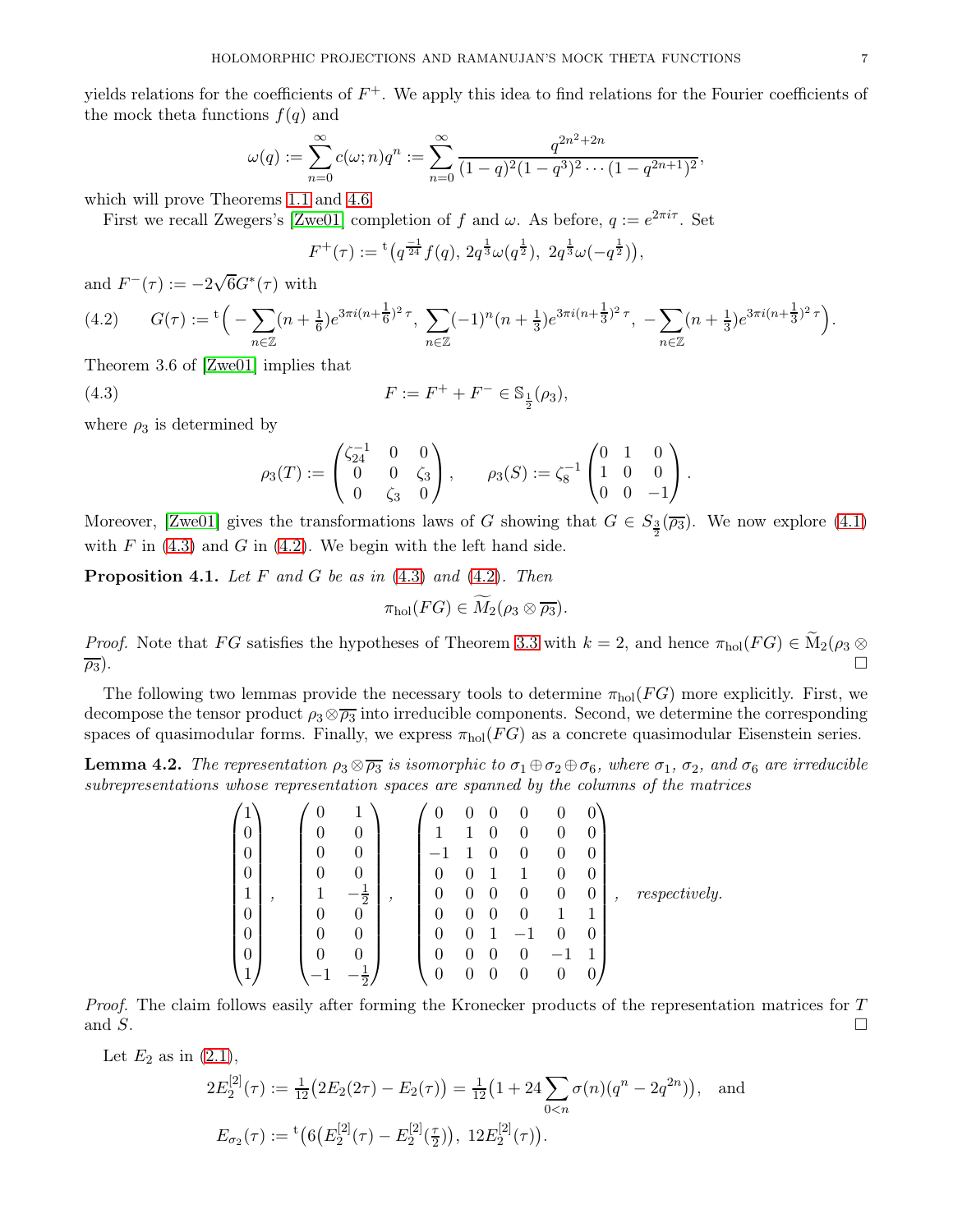yields relations for the coefficients of $F^+$. We apply this idea to find relations for the Fourier coefficients of the mock theta functions $f(q)$ and

$$\omega(q) := \sum_{n=0}^{\infty} c(\omega; n) q^n := \sum_{n=0}^{\infty} \frac{q^{2n^2+2n}}{(1-q)^2(1-q^3)^2 \cdots (1-q^{2n+1})^2},$$

which will prove Theorems 1.1 and 4.6.

First we recall Zwegers's [Zwe01] completion of $f$ and $\omega$. As before, $q := e^{2\pi i \tau}$. Set

$$F^+(\tau) := {}^{\mathrm{t}}\big(q^{\frac{-1}{24}} f(q),\, 2q^{\frac{1}{3}}\omega(q^{\frac{1}{2}}),\, 2q^{\frac{1}{3}}\omega(-q^{\frac{1}{2}})\big),$$

and $F^-(\tau) := -2\sqrt{6}G^*(\tau)$ with

$$G(\tau) := {}^{\mathrm{t}}\Big(-\sum_{n\in\mathbb{Z}}(n+\tfrac{1}{6})e^{3\pi i(n+\frac{1}{6})^2\tau},\, \sum_{n\in\mathbb{Z}}(-1)^n(n+\tfrac{1}{3})e^{3\pi i(n+\frac{1}{3})^2\tau},\, -\sum_{n\in\mathbb{Z}}(n+\tfrac{1}{3})e^{3\pi i(n+\frac{1}{3})^2\tau}\Big). \tag{4.2}$$

Theorem 3.6 of [Zwe01] implies that

$$F := F^+ + F^- \in \mathbb{S}_{\frac{1}{2}}(\rho_3), \tag{4.3}$$

where $\rho_3$ is determined by

$$\rho_3(T) := \begin{pmatrix} \zeta_{24}^{-1} & 0 & 0 \\ 0 & 0 & \zeta_3 \\ 0 & \zeta_3 & 0 \end{pmatrix}, \qquad \rho_3(S) := \zeta_8^{-1}\begin{pmatrix} 0 & 1 & 0 \\ 1 & 0 & 0 \\ 0 & 0 & -1 \end{pmatrix}.$$

Moreover, [Zwe01] gives the transformations laws of $G$ showing that $G \in S_{\frac{3}{2}}(\overline{\rho_3})$. We now explore (4.1) with $F$ in (4.3) and $G$ in (4.2). We begin with the left hand side.

**Proposition 4.1.** *Let $F$ and $G$ be as in (4.3) and (4.2). Then*

$$\pi_{\mathrm{hol}}(FG) \in \widetilde{M}_2(\rho_3 \otimes \overline{\rho_3}).$$

*Proof.* Note that $FG$ satisfies the hypotheses of Theorem 3.3 with $k=2$, and hence $\pi_{\mathrm{hol}}(FG) \in \widetilde{\mathrm{M}}_2(\rho_3 \otimes \overline{\rho_3})$. □

The following two lemmas provide the necessary tools to determine $\pi_{\mathrm{hol}}(FG)$ more explicitly. First, we decompose the tensor product $\rho_3 \otimes \overline{\rho_3}$ into irreducible components. Second, we determine the corresponding spaces of quasimodular forms. Finally, we express $\pi_{\mathrm{hol}}(FG)$ as a concrete quasimodular Eisenstein series.

**Lemma 4.2.** *The representation $\rho_3 \otimes \overline{\rho_3}$ is isomorphic to $\sigma_1 \oplus \sigma_2 \oplus \sigma_6$, where $\sigma_1$, $\sigma_2$, and $\sigma_6$ are irreducible subrepresentations whose representation spaces are spanned by the columns of the matrices*

$$\begin{pmatrix} 1 \\ 0 \\ 0 \\ 0 \\ 1 \\ 0 \\ 0 \\ 0 \\ 1 \end{pmatrix}, \quad \begin{pmatrix} 0 & 1 \\ 0 & 0 \\ 0 & 0 \\ 0 & 0 \\ 1 & -\frac{1}{2} \\ 0 & 0 \\ 0 & 0 \\ 0 & 0 \\ -1 & -\frac{1}{2} \end{pmatrix}, \quad \begin{pmatrix} 0 & 0 & 0 & 0 & 0 & 0 \\ 1 & 1 & 0 & 0 & 0 & 0 \\ -1 & 1 & 0 & 0 & 0 & 0 \\ 0 & 0 & 1 & 1 & 0 & 0 \\ 0 & 0 & 0 & 0 & 0 & 0 \\ 0 & 0 & 0 & 0 & 1 & 1 \\ 0 & 0 & 1 & -1 & 0 & 0 \\ 0 & 0 & 0 & 0 & -1 & 1 \\ 0 & 0 & 0 & 0 & 0 & 0 \end{pmatrix}, \quad \textit{respectively.}$$

*Proof.* The claim follows easily after forming the Kronecker products of the representation matrices for $T$ and $S$. □

Let $E_2$ as in (2.1),

$$2E_2^{[2]}(\tau) := \tfrac{1}{12}\big(2E_2(2\tau) - E_2(\tau)\big) = \tfrac{1}{12}\big(1 + 24\sum_{0<n}\sigma(n)(q^n - 2q^{2n})\big), \quad \text{and}$$

$$E_{\sigma_2}(\tau) := {}^{\mathrm{t}}\big(6\big(E_2^{[2]}(\tau) - E_2^{[2]}(\tfrac{\tau}{2})\big),\, 12E_2^{[2]}(\tau)\big).$$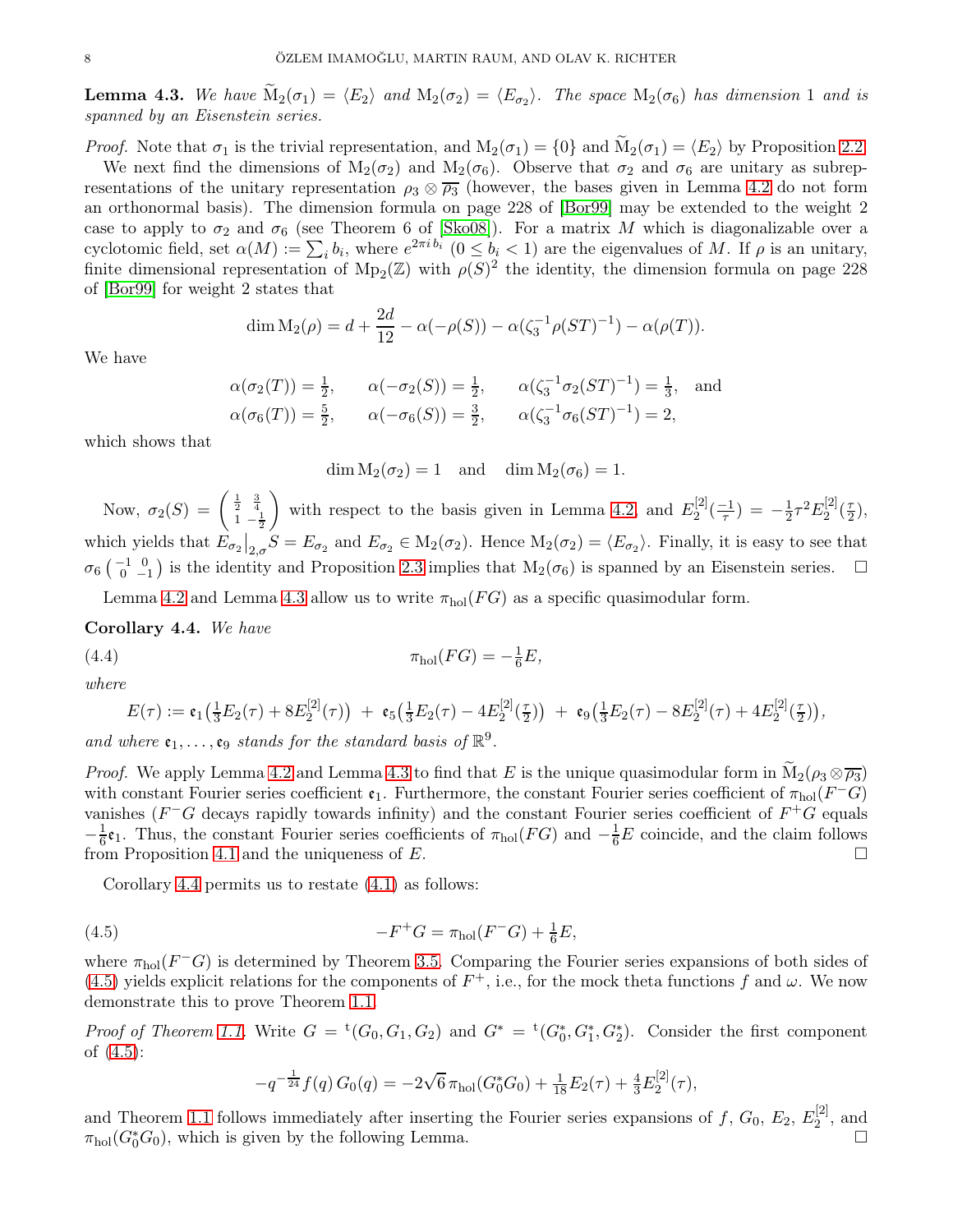**Lemma 4.3.** *We have* $\widetilde{\mathrm{M}}_2(\sigma_1) = \langle E_2 \rangle$ *and* $\mathrm{M}_2(\sigma_2) = \langle E_{\sigma_2} \rangle$*. The space* $\mathrm{M}_2(\sigma_6)$ *has dimension* 1 *and is spanned by an Eisenstein series.*

*Proof.* Note that $\sigma_1$ is the trivial representation, and $\mathrm{M}_2(\sigma_1) = \{0\}$ and $\widetilde{\mathrm{M}}_2(\sigma_1) = \langle E_2 \rangle$ by Proposition 2.2.

We next find the dimensions of $\mathrm{M}_2(\sigma_2)$ and $\mathrm{M}_2(\sigma_6)$. Observe that $\sigma_2$ and $\sigma_6$ are unitary as subrepresentations of the unitary representation $\rho_3 \otimes \overline{\rho_3}$ (however, the bases given in Lemma 4.2 do not form an orthonormal basis). The dimension formula on page 228 of [Bor99] may be extended to the weight 2 case to apply to $\sigma_2$ and $\sigma_6$ (see Theorem 6 of [Sko08]). For a matrix $M$ which is diagonalizable over a cyclotomic field, set $\alpha(M) := \sum_i b_i$, where $e^{2\pi i\, b_i}$ $(0 \le b_i < 1)$ are the eigenvalues of $M$. If $\rho$ is an unitary, finite dimensional representation of $\mathrm{Mp}_2(\mathbb{Z})$ with $\rho(S)^2$ the identity, the dimension formula on page 228 of [Bor99] for weight 2 states that

$$\dim \mathrm{M}_2(\rho) = d + \frac{2d}{12} - \alpha(-\rho(S)) - \alpha(\zeta_3^{-1} \rho(ST)^{-1}) - \alpha(\rho(T)).$$

We have

$$\alpha(\sigma_2(T)) = \tfrac{1}{2}, \qquad \alpha(-\sigma_2(S)) = \tfrac{1}{2}, \qquad \alpha(\zeta_3^{-1}\sigma_2(ST)^{-1}) = \tfrac{1}{3}, \quad \text{and}$$
$$\alpha(\sigma_6(T)) = \tfrac{5}{2}, \qquad \alpha(-\sigma_6(S)) = \tfrac{3}{2}, \qquad \alpha(\zeta_3^{-1}\sigma_6(ST)^{-1}) = 2,$$

which shows that

$$\dim \mathrm{M}_2(\sigma_2) = 1 \quad \text{and} \quad \dim \mathrm{M}_2(\sigma_6) = 1.$$

Now, $\sigma_2(S) = \begin{pmatrix} \frac{1}{2} & \frac{3}{4} \\ 1 & -\frac{1}{2} \end{pmatrix}$ with respect to the basis given in Lemma 4.2, and $E_2^{[2]}(\frac{-1}{\tau}) = -\frac{1}{2}\tau^2 E_2^{[2]}(\frac{\tau}{2})$, which yields that $E_{\sigma_2}\big|_{2,\sigma} S = E_{\sigma_2}$ and $E_{\sigma_2} \in \mathrm{M}_2(\sigma_2)$. Hence $\mathrm{M}_2(\sigma_2) = \langle E_{\sigma_2} \rangle$. Finally, it is easy to see that $\sigma_6\left(\begin{smallmatrix} -1 & 0 \\ 0 & -1 \end{smallmatrix}\right)$ is the identity and Proposition 2.3 implies that $\mathrm{M}_2(\sigma_6)$ is spanned by an Eisenstein series. $\square$

Lemma 4.2 and Lemma 4.3 allow us to write $\pi_{\mathrm{hol}}(FG)$ as a specific quasimodular form.

**Corollary 4.4.** *We have*

$$\pi_{\mathrm{hol}}(FG) = -\tfrac{1}{6} E, \tag{4.4}$$

*where*

$$E(\tau) := \mathfrak{e}_1\big(\tfrac{1}{3}E_2(\tau) + 8E_2^{[2]}(\tau)\big) \;+\; \mathfrak{e}_5\big(\tfrac{1}{3}E_2(\tau) - 4E_2^{[2]}(\tfrac{\tau}{2})\big) \;+\; \mathfrak{e}_9\big(\tfrac{1}{3}E_2(\tau) - 8E_2^{[2]}(\tau) + 4E_2^{[2]}(\tfrac{\tau}{2})\big),$$

*and where* $\mathfrak{e}_1, \ldots, \mathfrak{e}_9$ *stands for the standard basis of* $\mathbb{R}^9$.

*Proof.* We apply Lemma 4.2 and Lemma 4.3 to find that $E$ is the unique quasimodular form in $\widetilde{\mathrm{M}}_2(\rho_3 \otimes \overline{\rho_3})$ with constant Fourier series coefficient $\mathfrak{e}_1$. Furthermore, the constant Fourier series coefficient of $\pi_{\mathrm{hol}}(F^- G)$ vanishes ($F^- G$ decays rapidly towards infinity) and the constant Fourier series coefficient of $F^+ G$ equals $-\frac{1}{6}\mathfrak{e}_1$. Thus, the constant Fourier series coefficients of $\pi_{\mathrm{hol}}(FG)$ and $-\frac{1}{6}E$ coincide, and the claim follows from Proposition 4.1 and the uniqueness of $E$. $\square$

Corollary 4.4 permits us to restate (4.1) as follows:

$$-F^+ G = \pi_{\mathrm{hol}}(F^- G) + \tfrac{1}{6} E, \tag{4.5}$$

where $\pi_{\mathrm{hol}}(F^- G)$ is determined by Theorem 3.5. Comparing the Fourier series expansions of both sides of (4.5) yields explicit relations for the components of $F^+$, i.e., for the mock theta functions $f$ and $\omega$. We now demonstrate this to prove Theorem 1.1.

*Proof of Theorem 1.1.* Write $G = {}^{\mathrm{t}}(G_0, G_1, G_2)$ and $G^* = {}^{\mathrm{t}}(G_0^*, G_1^*, G_2^*)$. Consider the first component of (4.5):

$$-q^{-\frac{1}{24}} f(q)\, G_0(q) = -2\sqrt{6}\, \pi_{\mathrm{hol}}(G_0^* G_0) + \tfrac{1}{18} E_2(\tau) + \tfrac{4}{3} E_2^{[2]}(\tau),$$

and Theorem 1.1 follows immediately after inserting the Fourier series expansions of $f$, $G_0$, $E_2$, $E_2^{[2]}$, and $\pi_{\mathrm{hol}}(G_0^* G_0)$, which is given by the following Lemma. $\square$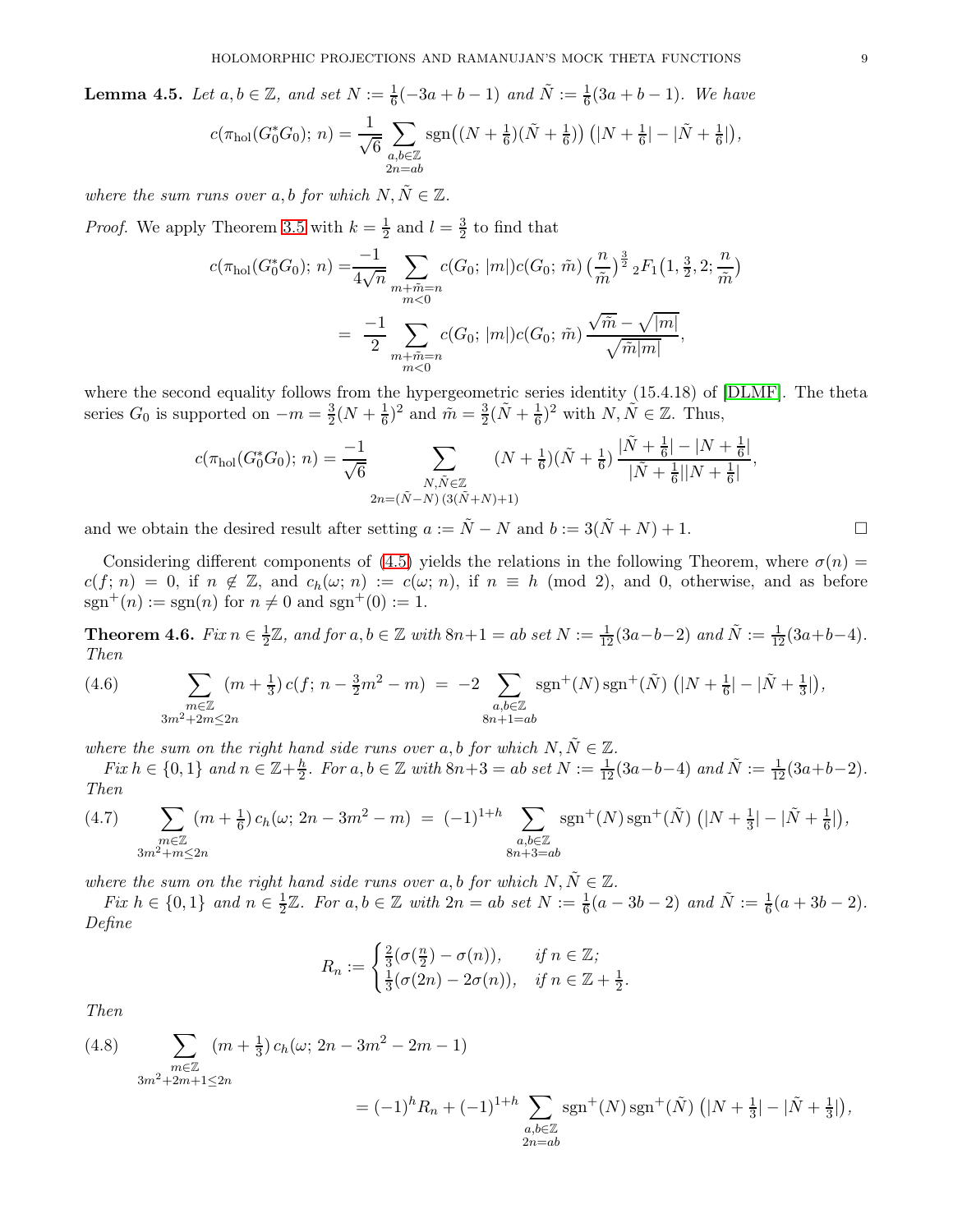**Lemma 4.5.** *Let $a, b \in \mathbb{Z}$, and set $N := \frac{1}{6}(-3a+b-1)$ and $\tilde{N} := \frac{1}{6}(3a+b-1)$. We have*

$$c(\pi_{\mathrm{hol}}(G_0^* G_0);\, n) = \frac{1}{\sqrt{6}} \sum_{\substack{a,b\in\mathbb{Z}\\ 2n=ab}} \mathrm{sgn}\big((N+\tfrac{1}{6})(\tilde{N}+\tfrac{1}{6})\big)\,\big(|N+\tfrac{1}{6}| - |\tilde{N}+\tfrac{1}{6}|\big),$$

*where the sum runs over $a, b$ for which $N, \tilde{N} \in \mathbb{Z}$.*

*Proof.* We apply Theorem 3.5 with $k = \frac{1}{2}$ and $l = \frac{3}{2}$ to find that

$$\begin{aligned}
c(\pi_{\mathrm{hol}}(G_0^* G_0);\, n) =& \frac{-1}{4\sqrt{n}} \sum_{\substack{m+\tilde{m}=n\\ m<0}} c(G_0;\, |m|) c(G_0;\, \tilde{m}) \big(\frac{n}{\tilde{m}}\big)^{\frac{3}{2}}\, {}_2F_1\big(1, \tfrac{3}{2}, 2; \frac{n}{\tilde{m}}\big)\\
=&\ \frac{-1}{2} \sum_{\substack{m+\tilde{m}=n\\ m<0}} c(G_0;\, |m|) c(G_0;\, \tilde{m})\, \frac{\sqrt{\tilde{m}} - \sqrt{|m|}}{\sqrt{\tilde{m}|m|}},
\end{aligned}$$

where the second equality follows from the hypergeometric series identity (15.4.18) of [DLMF]. The theta series $G_0$ is supported on $-m = \frac{3}{2}(N+\frac{1}{6})^2$ and $\tilde{m} = \frac{3}{2}(\tilde{N}+\frac{1}{6})^2$ with $N, \tilde{N} \in \mathbb{Z}$. Thus,

$$c(\pi_{\mathrm{hol}}(G_0^* G_0);\, n) = \frac{-1}{\sqrt{6}} \sum_{\substack{N,\tilde{N}\in\mathbb{Z}\\ 2n=(\tilde{N}-N)\,(3(\tilde{N}+N)+1)}} (N+\tfrac{1}{6})(\tilde{N}+\tfrac{1}{6})\, \frac{|\tilde{N}+\frac{1}{6}| - |N+\frac{1}{6}|}{|\tilde{N}+\frac{1}{6}||N+\frac{1}{6}|},$$

and we obtain the desired result after setting $a := \tilde{N} - N$ and $b := 3(\tilde{N}+N)+1$. $\square$

Considering different components of (4.5) yields the relations in the following Theorem, where $\sigma(n) = c(f;\, n) = 0$, if $n \notin \mathbb{Z}$, and $c_h(\omega;\, n) := c(\omega;\, n)$, if $n \equiv h \pmod 2$, and $0$, otherwise, and as before $\mathrm{sgn}^+(n) := \mathrm{sgn}(n)$ for $n \neq 0$ and $\mathrm{sgn}^+(0) := 1$.

**Theorem 4.6.** *Fix $n \in \frac{1}{2}\mathbb{Z}$, and for $a, b \in \mathbb{Z}$ with $8n+1 = ab$ set $N := \frac{1}{12}(3a-b-2)$ and $\tilde{N} := \frac{1}{12}(3a+b-4)$. Then*

$$\sum_{\substack{m\in\mathbb{Z}\\ 3m^2+2m\le 2n}} (m+\tfrac{1}{3})\, c(f;\, n-\tfrac{3}{2}m^2-m) \;=\; -2 \sum_{\substack{a,b\in\mathbb{Z}\\ 8n+1=ab}} \mathrm{sgn}^+(N)\,\mathrm{sgn}^+(\tilde{N})\, \big(|N+\tfrac{1}{6}| - |\tilde{N}+\tfrac{1}{3}|\big), \tag{4.6}$$

*where the sum on the right hand side runs over $a, b$ for which $N, \tilde{N} \in \mathbb{Z}$.*

*Fix $h \in \{0, 1\}$ and $n \in \mathbb{Z}+\frac{h}{2}$. For $a, b \in \mathbb{Z}$ with $8n+3 = ab$ set $N := \frac{1}{12}(3a-b-4)$ and $\tilde{N} := \frac{1}{12}(3a+b-2)$. Then*

$$\sum_{\substack{m\in\mathbb{Z}\\ 3m^2+m\le 2n}} (m+\tfrac{1}{6})\, c_h(\omega;\, 2n-3m^2-m) \;=\; (-1)^{1+h} \sum_{\substack{a,b\in\mathbb{Z}\\ 8n+3=ab}} \mathrm{sgn}^+(N)\,\mathrm{sgn}^+(\tilde{N})\, \big(|N+\tfrac{1}{3}| - |\tilde{N}+\tfrac{1}{6}|\big), \tag{4.7}$$

*where the sum on the right hand side runs over $a, b$ for which $N, \tilde{N} \in \mathbb{Z}$.*

*Fix $h \in \{0, 1\}$ and $n \in \frac{1}{2}\mathbb{Z}$. For $a, b \in \mathbb{Z}$ with $2n = ab$ set $N := \frac{1}{6}(a-3b-2)$ and $\tilde{N} := \frac{1}{6}(a+3b-2)$. Define*

$$R_n := \begin{cases} \frac{2}{3}(\sigma(\frac{n}{2}) - \sigma(n)), & \text{if } n \in \mathbb{Z};\\ \frac{1}{3}(\sigma(2n) - 2\sigma(n)), & \text{if } n \in \mathbb{Z}+\frac{1}{2}. \end{cases}$$

*Then*

$$\begin{aligned}
&\sum_{\substack{m\in\mathbb{Z}\\ 3m^2+2m+1\le 2n}} (m+\tfrac{1}{3})\, c_h(\omega;\, 2n-3m^2-2m-1)\\
&\qquad\qquad = (-1)^h R_n + (-1)^{1+h} \sum_{\substack{a,b\in\mathbb{Z}\\ 2n=ab}} \mathrm{sgn}^+(N)\,\mathrm{sgn}^+(\tilde{N})\, \big(|N+\tfrac{1}{3}| - |\tilde{N}+\tfrac{1}{3}|\big),
\end{aligned} \tag{4.8}$$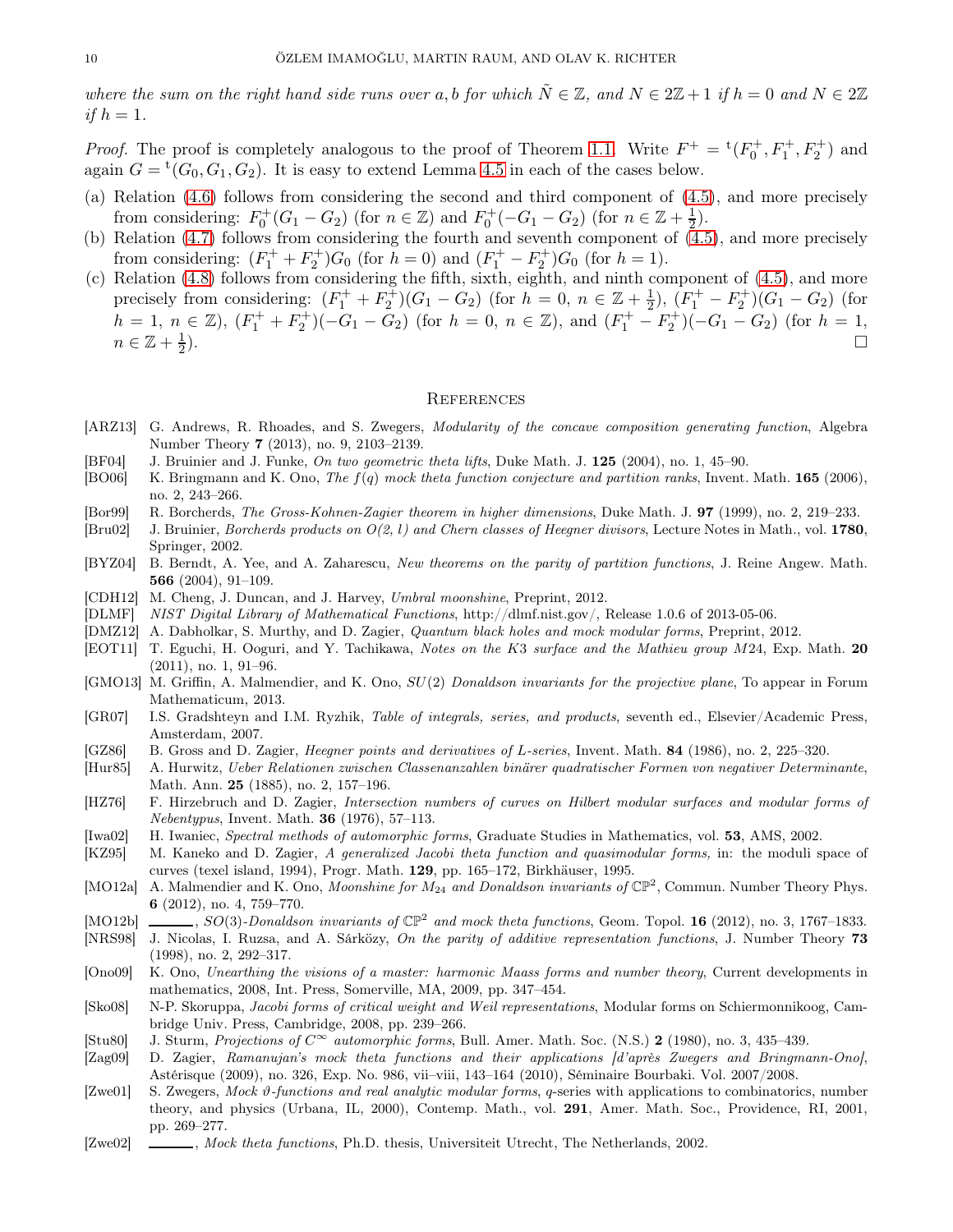*where the sum on the right hand side runs over $a, b$ for which $\tilde{N} \in \mathbb{Z}$, and $N \in 2\mathbb{Z}+1$ if $h = 0$ and $N \in 2\mathbb{Z}$ if $h = 1$.*

*Proof.* The proof is completely analogous to the proof of Theorem 1.1. Write $F^+ = {}^{\mathrm{t}}(F_0^+, F_1^+, F_2^+)$ and again $G = {}^{\mathrm{t}}(G_0, G_1, G_2)$. It is easy to extend Lemma 4.5 in each of the cases below.

(a) Relation (4.6) follows from considering the second and third component of (4.5), and more precisely from considering: $F_0^+(G_1 - G_2)$ (for $n \in \mathbb{Z}$) and $F_0^+(-G_1 - G_2)$ (for $n \in \mathbb{Z} + \frac{1}{2}$).

(b) Relation (4.7) follows from considering the fourth and seventh component of (4.5), and more precisely from considering: $(F_1^+ + F_2^+)G_0$ (for $h = 0$) and $(F_1^+ - F_2^+)G_0$ (for $h = 1$).

(c) Relation (4.8) follows from considering the fifth, sixth, eighth, and ninth component of (4.5), and more precisely from considering: $(F_1^+ + F_2^+)(G_1 - G_2)$ (for $h = 0$, $n \in \mathbb{Z} + \frac{1}{2}$), $(F_1^+ - F_2^+)(G_1 - G_2)$ (for $h = 1$, $n \in \mathbb{Z}$), $(F_1^+ + F_2^+)(-G_1 - G_2)$ (for $h = 0$, $n \in \mathbb{Z}$), and $(F_1^+ - F_2^+)(-G_1 - G_2)$ (for $h = 1$, $n \in \mathbb{Z} + \frac{1}{2}$). □

## References

[ARZ13] G. Andrews, R. Rhoades, and S. Zwegers, *Modularity of the concave composition generating function*, Algebra Number Theory **7** (2013), no. 9, 2103–2139.

[BF04] J. Bruinier and J. Funke, *On two geometric theta lifts*, Duke Math. J. **125** (2004), no. 1, 45–90.

[BO06] K. Bringmann and K. Ono, *The f(q) mock theta function conjecture and partition ranks*, Invent. Math. **165** (2006), no. 2, 243–266.

[Bor99] R. Borcherds, *The Gross-Kohnen-Zagier theorem in higher dimensions*, Duke Math. J. **97** (1999), no. 2, 219–233.

[Bru02] J. Bruinier, *Borcherds products on O(2, l) and Chern classes of Heegner divisors*, Lecture Notes in Math., vol. **1780**, Springer, 2002.

[BYZ04] B. Berndt, A. Yee, and A. Zaharescu, *New theorems on the parity of partition functions*, J. Reine Angew. Math. **566** (2004), 91–109.

[CDH12] M. Cheng, J. Duncan, and J. Harvey, *Umbral moonshine*, Preprint, 2012.

[DLMF] *NIST Digital Library of Mathematical Functions*, http://dlmf.nist.gov/, Release 1.0.6 of 2013-05-06.

[DMZ12] A. Dabholkar, S. Murthy, and D. Zagier, *Quantum black holes and mock modular forms*, Preprint, 2012.

[EOT11] T. Eguchi, H. Ooguri, and Y. Tachikawa, *Notes on the K3 surface and the Mathieu group M24*, Exp. Math. **20** (2011), no. 1, 91–96.

[GMO13] M. Griffin, A. Malmendier, and K. Ono, *SU(2) Donaldson invariants for the projective plane*, To appear in Forum Mathematicum, 2013.

[GR07] I.S. Gradshteyn and I.M. Ryzhik, *Table of integrals, series, and products*, seventh ed., Elsevier/Academic Press, Amsterdam, 2007.

[GZ86] B. Gross and D. Zagier, *Heegner points and derivatives of L-series*, Invent. Math. **84** (1986), no. 2, 225–320.

[Hur85] A. Hurwitz, *Ueber Relationen zwischen Classenanzahlen binärer quadratischer Formen von negativer Determinante*, Math. Ann. **25** (1885), no. 2, 157–196.

[HZ76] F. Hirzebruch and D. Zagier, *Intersection numbers of curves on Hilbert modular surfaces and modular forms of Nebentypus*, Invent. Math. **36** (1976), 57–113.

[Iwa02] H. Iwaniec, *Spectral methods of automorphic forms*, Graduate Studies in Mathematics, vol. **53**, AMS, 2002.

[KZ95] M. Kaneko and D. Zagier, *A generalized Jacobi theta function and quasimodular forms,* in: the moduli space of curves (texel island, 1994), Progr. Math. **129**, pp. 165–172, Birkhäuser, 1995.

[MO12a] A. Malmendier and K. Ono, *Moonshine for $M_{24}$ and Donaldson invariants of $\mathbb{CP}^2$*, Commun. Number Theory Phys. **6** (2012), no. 4, 759–770.

[MO12b] ———, *SO(3)-Donaldson invariants of $\mathbb{CP}^2$ and mock theta functions*, Geom. Topol. **16** (2012), no. 3, 1767–1833.

[NRS98] J. Nicolas, I. Ruzsa, and A. Sárközy, *On the parity of additive representation functions*, J. Number Theory **73** (1998), no. 2, 292–317.

[Ono09] K. Ono, *Unearthing the visions of a master: harmonic Maass forms and number theory*, Current developments in mathematics, 2008, Int. Press, Somerville, MA, 2009, pp. 347–454.

[Sko08] N-P. Skoruppa, *Jacobi forms of critical weight and Weil representations*, Modular forms on Schiermonnikoog, Cambridge Univ. Press, Cambridge, 2008, pp. 239–266.

[Stu80] J. Sturm, *Projections of $C^\infty$ automorphic forms*, Bull. Amer. Math. Soc. (N.S.) **2** (1980), no. 3, 435–439.

[Zag09] D. Zagier, *Ramanujan's mock theta functions and their applications [d'après Zwegers and Bringmann-Ono]*, Astérisque (2009), no. 326, Exp. No. 986, vii–viii, 143–164 (2010), Séminaire Bourbaki. Vol. 2007/2008.

[Zwe01] S. Zwegers, *Mock ϑ-functions and real analytic modular forms*, q-series with applications to combinatorics, number theory, and physics (Urbana, IL, 2000), Contemp. Math., vol. **291**, Amer. Math. Soc., Providence, RI, 2001, pp. 269–277.

[Zwe02] ———, *Mock theta functions*, Ph.D. thesis, Universiteit Utrecht, The Netherlands, 2002.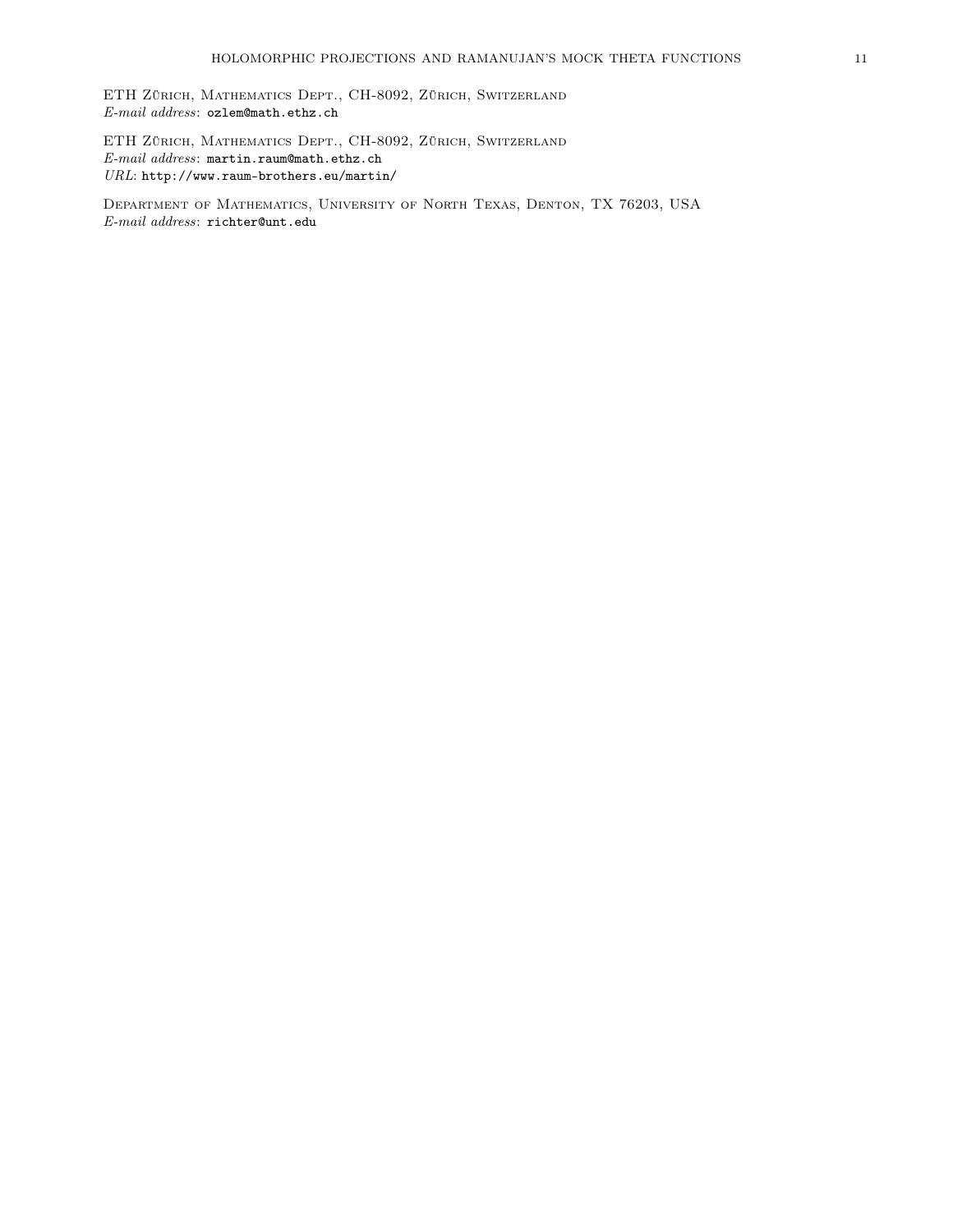ETH Zürich, Mathematics Dept., CH-8092, Zürich, Switzerland
*E-mail address*: ozlem@math.ethz.ch

ETH Zürich, Mathematics Dept., CH-8092, Zürich, Switzerland
*E-mail address*: martin.raum@math.ethz.ch
*URL*: http://www.raum-brothers.eu/martin/

Department of Mathematics, University of North Texas, Denton, TX 76203, USA
*E-mail address*: richter@unt.edu